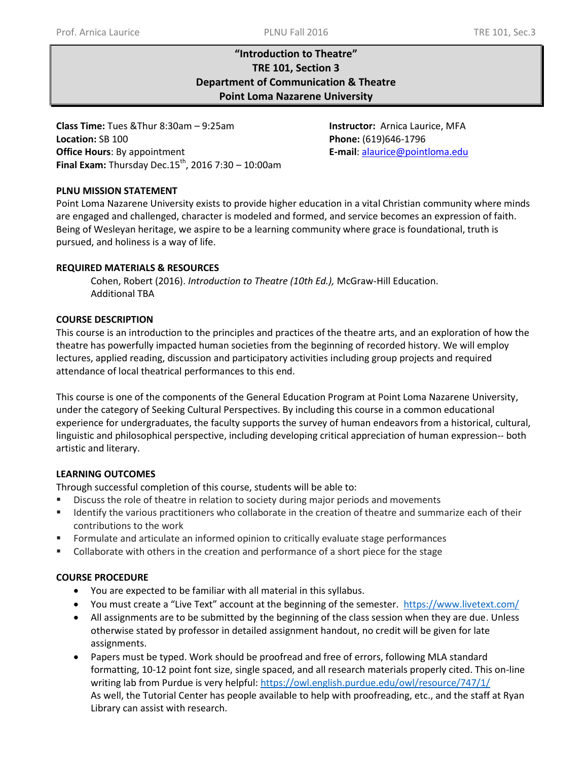# "Introduction to Theatre"
# TRE 101, Section 3
# Department of Communication & Theatre
# Point Loma Nazarene University

**Class Time:** Tues &Thur 8:30am – 9:25am
**Location:** SB 100
**Office Hours**: By appointment
**Final Exam:** Thursday Dec.15th, 2016 7:30 – 10:00am

**Instructor:** Arnica Laurice, MFA
**Phone:** (619)646-1796
**E-mail**: alaurice@pointloma.edu

### PLNU MISSION STATEMENT

Point Loma Nazarene University exists to provide higher education in a vital Christian community where minds are engaged and challenged, character is modeled and formed, and service becomes an expression of faith. Being of Wesleyan heritage, we aspire to be a learning community where grace is foundational, truth is pursued, and holiness is a way of life.

### REQUIRED MATERIALS & RESOURCES

Cohen, Robert (2016). *Introduction to Theatre (10th Ed.),* McGraw-Hill Education.
Additional TBA

### COURSE DESCRIPTION

This course is an introduction to the principles and practices of the theatre arts, and an exploration of how the theatre has powerfully impacted human societies from the beginning of recorded history. We will employ lectures, applied reading, discussion and participatory activities including group projects and required attendance of local theatrical performances to this end.

This course is one of the components of the General Education Program at Point Loma Nazarene University, under the category of Seeking Cultural Perspectives. By including this course in a common educational experience for undergraduates, the faculty supports the survey of human endeavors from a historical, cultural, linguistic and philosophical perspective, including developing critical appreciation of human expression-- both artistic and literary.

### LEARNING OUTCOMES

Through successful completion of this course, students will be able to:

- Discuss the role of theatre in relation to society during major periods and movements
- Identify the various practitioners who collaborate in the creation of theatre and summarize each of their contributions to the work
- Formulate and articulate an informed opinion to critically evaluate stage performances
- Collaborate with others in the creation and performance of a short piece for the stage

### COURSE PROCEDURE

- You are expected to be familiar with all material in this syllabus.
- You must create a "Live Text" account at the beginning of the semester. https://www.livetext.com/
- All assignments are to be submitted by the beginning of the class session when they are due. Unless otherwise stated by professor in detailed assignment handout, no credit will be given for late assignments.
- Papers must be typed. Work should be proofread and free of errors, following MLA standard formatting, 10-12 point font size, single spaced, and all research materials properly cited. This on-line writing lab from Purdue is very helpful: https://owl.english.purdue.edu/owl/resource/747/1/
  As well, the Tutorial Center has people available to help with proofreading, etc., and the staff at Ryan Library can assist with research.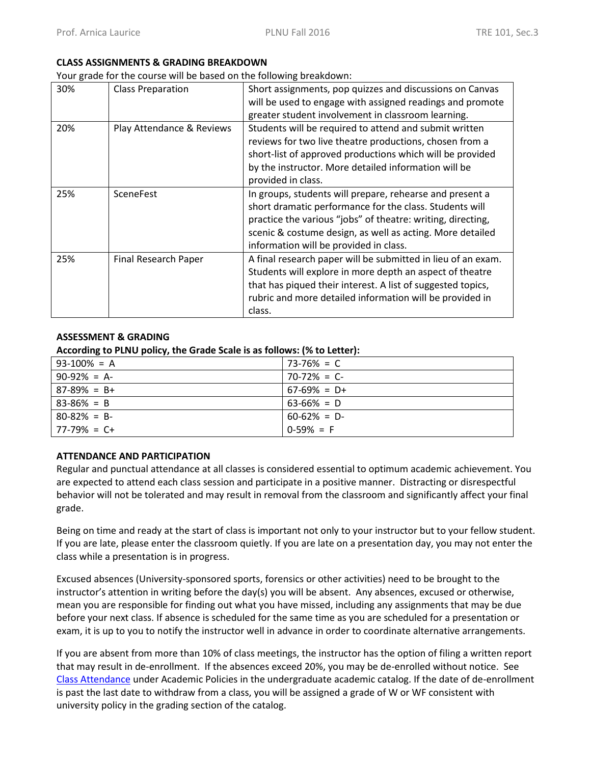**CLASS ASSIGNMENTS & GRADING BREAKDOWN**

Your grade for the course will be based on the following breakdown:

| | | |
|---|---|---|
| 30% | Class Preparation | Short assignments, pop quizzes and discussions on Canvas will be used to engage with assigned readings and promote greater student involvement in classroom learning. |
| 20% | Play Attendance & Reviews | Students will be required to attend and submit written reviews for two live theatre productions, chosen from a short-list of approved productions which will be provided by the instructor. More detailed information will be provided in class. |
| 25% | SceneFest | In groups, students will prepare, rehearse and present a short dramatic performance for the class. Students will practice the various "jobs" of theatre: writing, directing, scenic & costume design, as well as acting. More detailed information will be provided in class. |
| 25% | Final Research Paper | A final research paper will be submitted in lieu of an exam. Students will explore in more depth an aspect of theatre that has piqued their interest. A list of suggested topics, rubric and more detailed information will be provided in class. |

**ASSESSMENT & GRADING**

**According to PLNU policy, the Grade Scale is as follows: (% to Letter):**

| | |
|---|---|
| 93-100% = A | 73-76% = C |
| 90-92% = A- | 70-72% = C- |
| 87-89% = B+ | 67-69% = D+ |
| 83-86% = B | 63-66% = D |
| 80-82% = B- | 60-62% = D- |
| 77-79% = C+ | 0-59% = F |

**ATTENDANCE AND PARTICIPATION**

Regular and punctual attendance at all classes is considered essential to optimum academic achievement. You are expected to attend each class session and participate in a positive manner. Distracting or disrespectful behavior will not be tolerated and may result in removal from the classroom and significantly affect your final grade.

Being on time and ready at the start of class is important not only to your instructor but to your fellow student. If you are late, please enter the classroom quietly. If you are late on a presentation day, you may not enter the class while a presentation is in progress.

Excused absences (University-sponsored sports, forensics or other activities) need to be brought to the instructor's attention in writing before the day(s) you will be absent. Any absences, excused or otherwise, mean you are responsible for finding out what you have missed, including any assignments that may be due before your next class. If absence is scheduled for the same time as you are scheduled for a presentation or exam, it is up to you to notify the instructor well in advance in order to coordinate alternative arrangements.

If you are absent from more than 10% of class meetings, the instructor has the option of filing a written report that may result in de-enrollment. If the absences exceed 20%, you may be de-enrolled without notice. See Class Attendance under Academic Policies in the undergraduate academic catalog. If the date of de-enrollment is past the last date to withdraw from a class, you will be assigned a grade of W or WF consistent with university policy in the grading section of the catalog.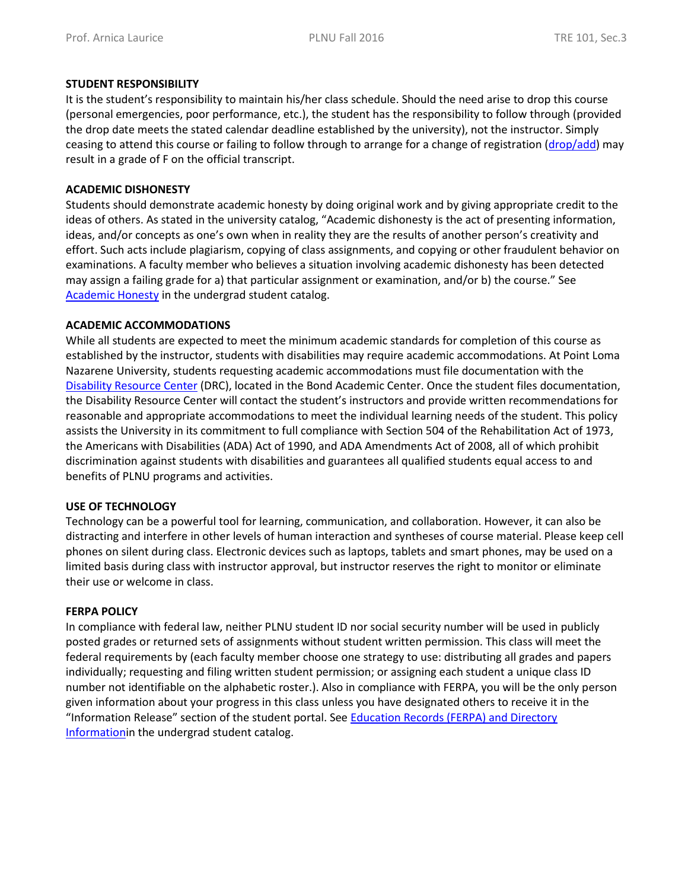**STUDENT RESPONSIBILITY**

It is the student's responsibility to maintain his/her class schedule. Should the need arise to drop this course (personal emergencies, poor performance, etc.), the student has the responsibility to follow through (provided the drop date meets the stated calendar deadline established by the university), not the instructor. Simply ceasing to attend this course or failing to follow through to arrange for a change of registration (drop/add) may result in a grade of F on the official transcript.

**ACADEMIC DISHONESTY**

Students should demonstrate academic honesty by doing original work and by giving appropriate credit to the ideas of others. As stated in the university catalog, "Academic dishonesty is the act of presenting information, ideas, and/or concepts as one's own when in reality they are the results of another person's creativity and effort. Such acts include plagiarism, copying of class assignments, and copying or other fraudulent behavior on examinations. A faculty member who believes a situation involving academic dishonesty has been detected may assign a failing grade for a) that particular assignment or examination, and/or b) the course." See Academic Honesty in the undergrad student catalog.

**ACADEMIC ACCOMMODATIONS**

While all students are expected to meet the minimum academic standards for completion of this course as established by the instructor, students with disabilities may require academic accommodations. At Point Loma Nazarene University, students requesting academic accommodations must file documentation with the Disability Resource Center (DRC), located in the Bond Academic Center. Once the student files documentation, the Disability Resource Center will contact the student's instructors and provide written recommendations for reasonable and appropriate accommodations to meet the individual learning needs of the student. This policy assists the University in its commitment to full compliance with Section 504 of the Rehabilitation Act of 1973, the Americans with Disabilities (ADA) Act of 1990, and ADA Amendments Act of 2008, all of which prohibit discrimination against students with disabilities and guarantees all qualified students equal access to and benefits of PLNU programs and activities.

**USE OF TECHNOLOGY**

Technology can be a powerful tool for learning, communication, and collaboration. However, it can also be distracting and interfere in other levels of human interaction and syntheses of course material. Please keep cell phones on silent during class. Electronic devices such as laptops, tablets and smart phones, may be used on a limited basis during class with instructor approval, but instructor reserves the right to monitor or eliminate their use or welcome in class.

**FERPA POLICY**

In compliance with federal law, neither PLNU student ID nor social security number will be used in publicly posted grades or returned sets of assignments without student written permission. This class will meet the federal requirements by (each faculty member choose one strategy to use: distributing all grades and papers individually; requesting and filing written student permission; or assigning each student a unique class ID number not identifiable on the alphabetic roster.). Also in compliance with FERPA, you will be the only person given information about your progress in this class unless you have designated others to receive it in the "Information Release" section of the student portal. See Education Records (FERPA) and Directory Informationin the undergrad student catalog.